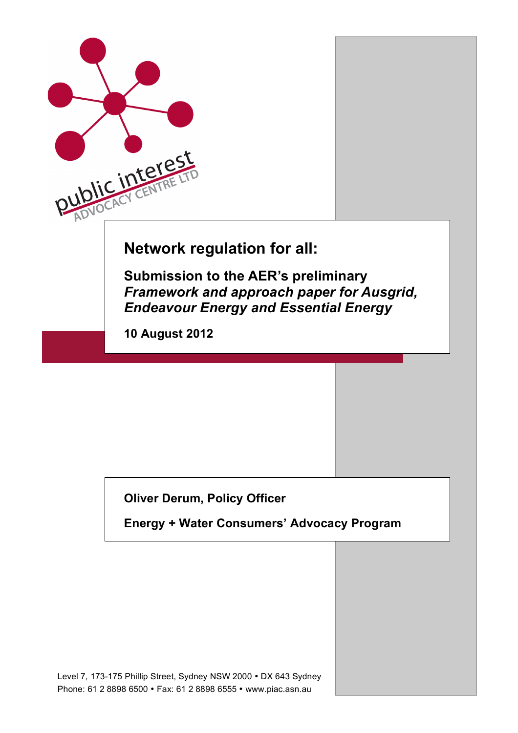# Network regulation for all:

## Submission to the AER's preliminary *Framework and approach paper for Ausgrid, Endeavour Energy and Essential Energy*

**10 August 2012**

**Oliver Derum, Policy Officer**

**Energy + Water Consumers' Advocacy Program**

Level 7, 173-175 Phillip Street, Sydney NSW 2000 • DX 643 Sydney
Phone: 61 2 8898 6500 • Fax: 61 2 8898 6555 • www.piac.asn.au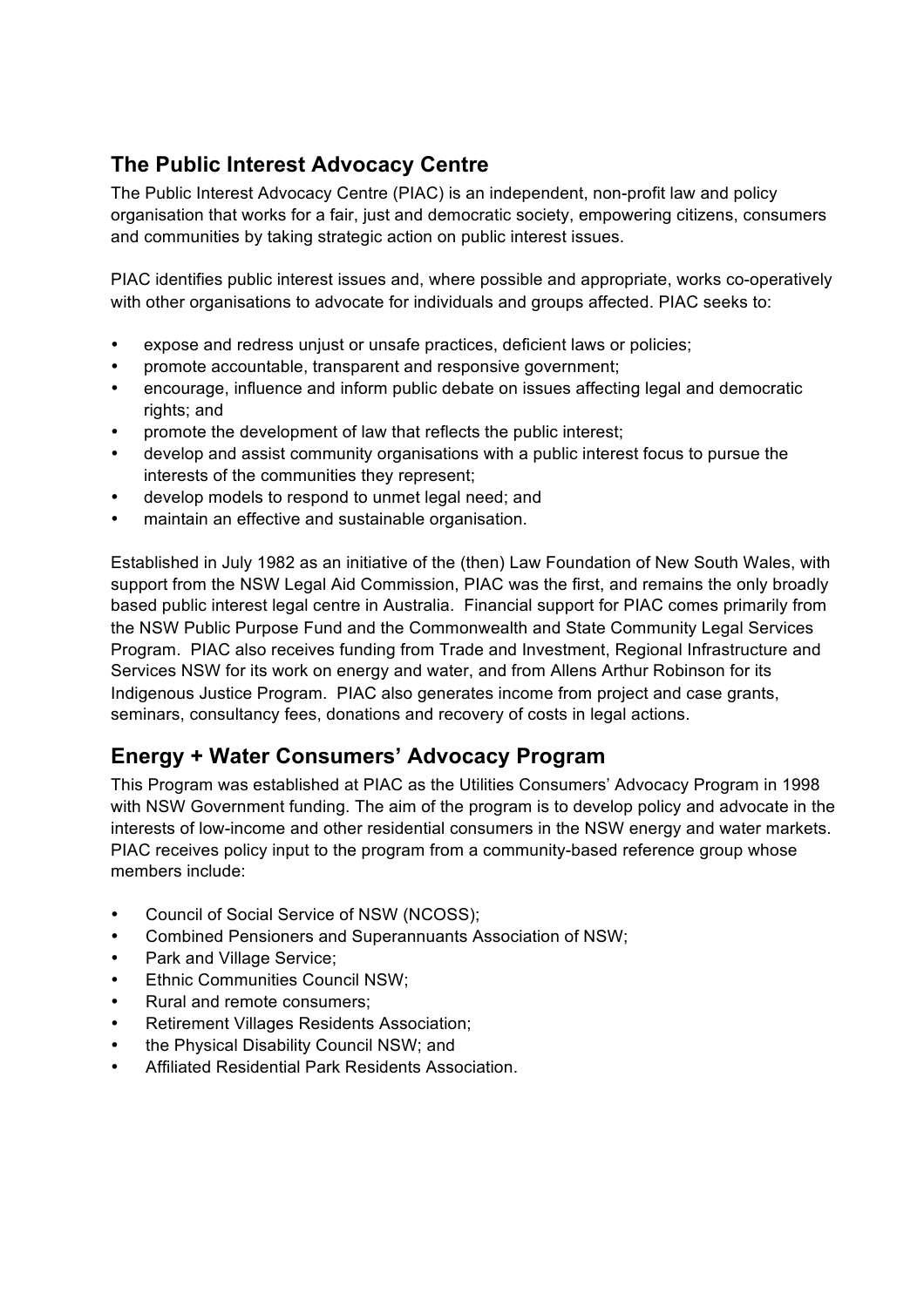## The Public Interest Advocacy Centre

The Public Interest Advocacy Centre (PIAC) is an independent, non-profit law and policy organisation that works for a fair, just and democratic society, empowering citizens, consumers and communities by taking strategic action on public interest issues.

PIAC identifies public interest issues and, where possible and appropriate, works co-operatively with other organisations to advocate for individuals and groups affected. PIAC seeks to:

- expose and redress unjust or unsafe practices, deficient laws or policies;
- promote accountable, transparent and responsive government;
- encourage, influence and inform public debate on issues affecting legal and democratic rights; and
- promote the development of law that reflects the public interest;
- develop and assist community organisations with a public interest focus to pursue the interests of the communities they represent;
- develop models to respond to unmet legal need; and
- maintain an effective and sustainable organisation.

Established in July 1982 as an initiative of the (then) Law Foundation of New South Wales, with support from the NSW Legal Aid Commission, PIAC was the first, and remains the only broadly based public interest legal centre in Australia. Financial support for PIAC comes primarily from the NSW Public Purpose Fund and the Commonwealth and State Community Legal Services Program. PIAC also receives funding from Trade and Investment, Regional Infrastructure and Services NSW for its work on energy and water, and from Allens Arthur Robinson for its Indigenous Justice Program. PIAC also generates income from project and case grants, seminars, consultancy fees, donations and recovery of costs in legal actions.

## Energy + Water Consumers' Advocacy Program

This Program was established at PIAC as the Utilities Consumers' Advocacy Program in 1998 with NSW Government funding. The aim of the program is to develop policy and advocate in the interests of low-income and other residential consumers in the NSW energy and water markets. PIAC receives policy input to the program from a community-based reference group whose members include:

- Council of Social Service of NSW (NCOSS);
- Combined Pensioners and Superannuants Association of NSW;
- Park and Village Service;
- Ethnic Communities Council NSW;
- Rural and remote consumers;
- Retirement Villages Residents Association;
- the Physical Disability Council NSW; and
- Affiliated Residential Park Residents Association.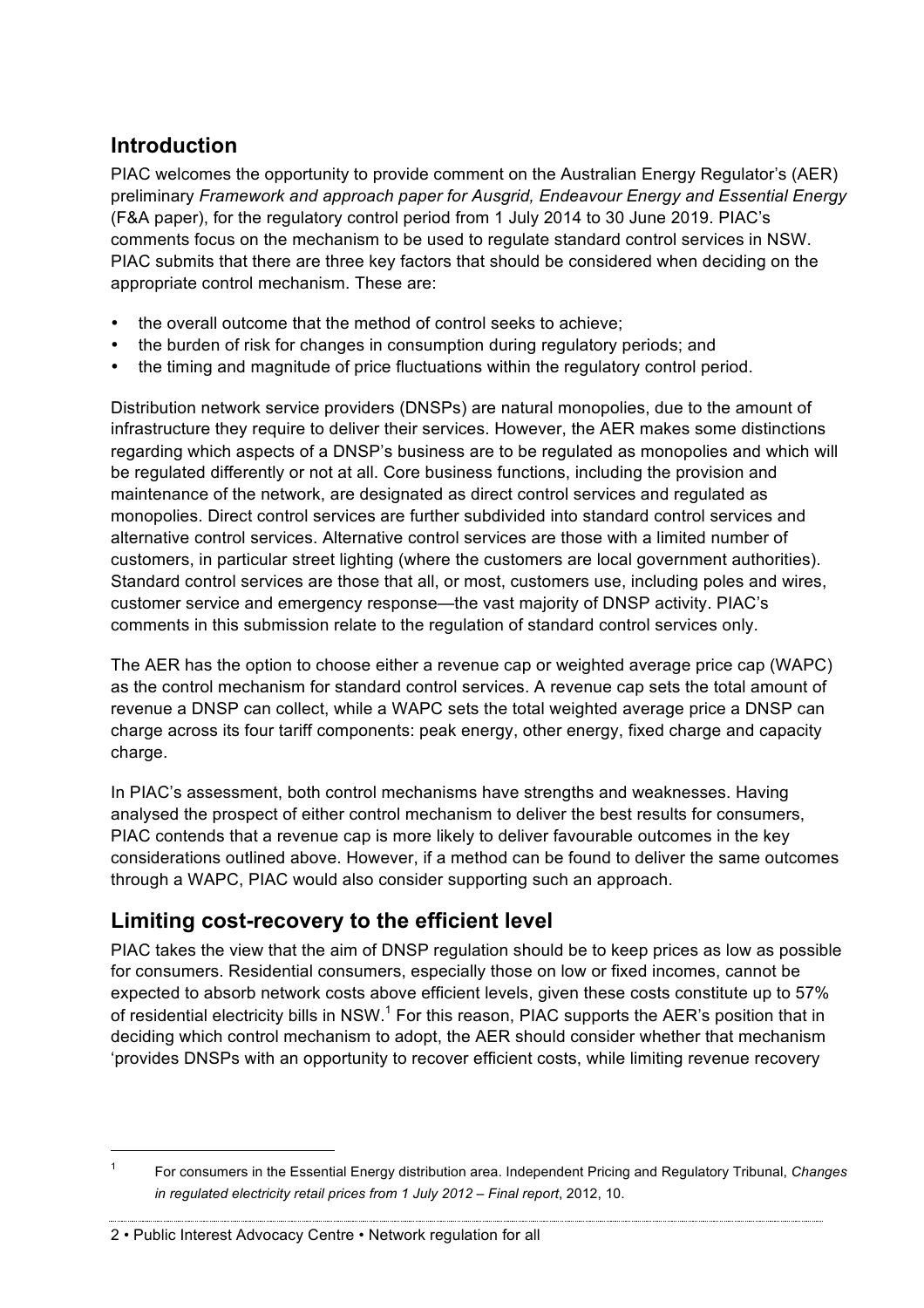## Introduction

PIAC welcomes the opportunity to provide comment on the Australian Energy Regulator's (AER) preliminary *Framework and approach paper for Ausgrid, Endeavour Energy and Essential Energy* (F&A paper), for the regulatory control period from 1 July 2014 to 30 June 2019. PIAC's comments focus on the mechanism to be used to regulate standard control services in NSW. PIAC submits that there are three key factors that should be considered when deciding on the appropriate control mechanism. These are:

- the overall outcome that the method of control seeks to achieve;
- the burden of risk for changes in consumption during regulatory periods; and
- the timing and magnitude of price fluctuations within the regulatory control period.

Distribution network service providers (DNSPs) are natural monopolies, due to the amount of infrastructure they require to deliver their services. However, the AER makes some distinctions regarding which aspects of a DNSP's business are to be regulated as monopolies and which will be regulated differently or not at all. Core business functions, including the provision and maintenance of the network, are designated as direct control services and regulated as monopolies. Direct control services are further subdivided into standard control services and alternative control services. Alternative control services are those with a limited number of customers, in particular street lighting (where the customers are local government authorities). Standard control services are those that all, or most, customers use, including poles and wires, customer service and emergency response—the vast majority of DNSP activity. PIAC's comments in this submission relate to the regulation of standard control services only.

The AER has the option to choose either a revenue cap or weighted average price cap (WAPC) as the control mechanism for standard control services. A revenue cap sets the total amount of revenue a DNSP can collect, while a WAPC sets the total weighted average price a DNSP can charge across its four tariff components: peak energy, other energy, fixed charge and capacity charge.

In PIAC's assessment, both control mechanisms have strengths and weaknesses. Having analysed the prospect of either control mechanism to deliver the best results for consumers, PIAC contends that a revenue cap is more likely to deliver favourable outcomes in the key considerations outlined above. However, if a method can be found to deliver the same outcomes through a WAPC, PIAC would also consider supporting such an approach.

## Limiting cost-recovery to the efficient level

PIAC takes the view that the aim of DNSP regulation should be to keep prices as low as possible for consumers. Residential consumers, especially those on low or fixed incomes, cannot be expected to absorb network costs above efficient levels, given these costs constitute up to 57% of residential electricity bills in NSW.[1] For this reason, PIAC supports the AER's position that in deciding which control mechanism to adopt, the AER should consider whether that mechanism 'provides DNSPs with an opportunity to recover efficient costs, while limiting revenue recovery

---

[1] For consumers in the Essential Energy distribution area. Independent Pricing and Regulatory Tribunal, *Changes in regulated electricity retail prices from 1 July 2012 – Final report*, 2012, 10.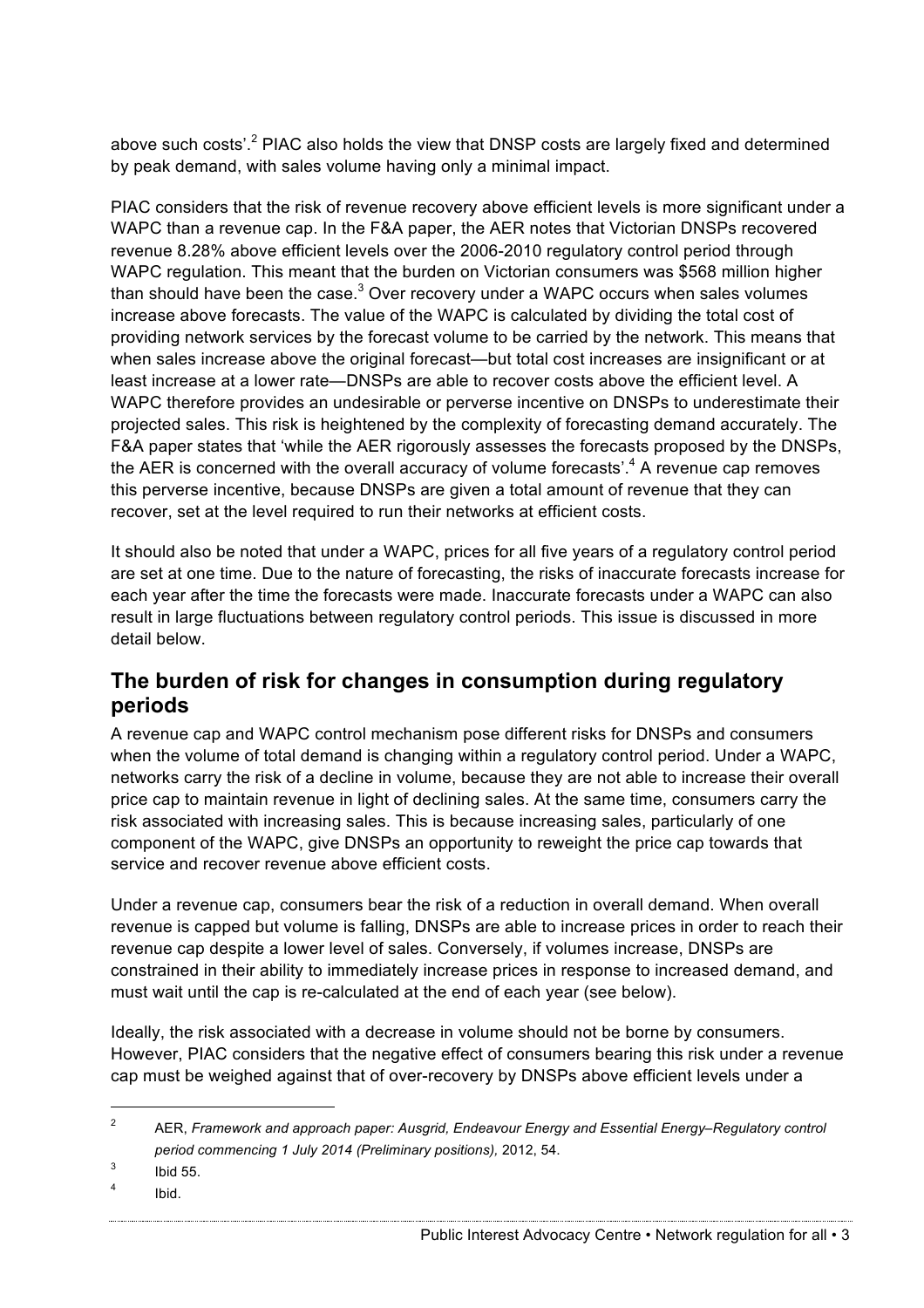above such costs'.[2] PIAC also holds the view that DNSP costs are largely fixed and determined by peak demand, with sales volume having only a minimal impact.

PIAC considers that the risk of revenue recovery above efficient levels is more significant under a WAPC than a revenue cap. In the F&A paper, the AER notes that Victorian DNSPs recovered revenue 8.28% above efficient levels over the 2006-2010 regulatory control period through WAPC regulation. This meant that the burden on Victorian consumers was $568 million higher than should have been the case.[3] Over recovery under a WAPC occurs when sales volumes increase above forecasts. The value of the WAPC is calculated by dividing the total cost of providing network services by the forecast volume to be carried by the network. This means that when sales increase above the original forecast—but total cost increases are insignificant or at least increase at a lower rate—DNSPs are able to recover costs above the efficient level. A WAPC therefore provides an undesirable or perverse incentive on DNSPs to underestimate their projected sales. This risk is heightened by the complexity of forecasting demand accurately. The F&A paper states that 'while the AER rigorously assesses the forecasts proposed by the DNSPs, the AER is concerned with the overall accuracy of volume forecasts'.[4] A revenue cap removes this perverse incentive, because DNSPs are given a total amount of revenue that they can recover, set at the level required to run their networks at efficient costs.

It should also be noted that under a WAPC, prices for all five years of a regulatory control period are set at one time. Due to the nature of forecasting, the risks of inaccurate forecasts increase for each year after the time the forecasts were made. Inaccurate forecasts under a WAPC can also result in large fluctuations between regulatory control periods. This issue is discussed in more detail below.

## The burden of risk for changes in consumption during regulatory periods

A revenue cap and WAPC control mechanism pose different risks for DNSPs and consumers when the volume of total demand is changing within a regulatory control period. Under a WAPC, networks carry the risk of a decline in volume, because they are not able to increase their overall price cap to maintain revenue in light of declining sales. At the same time, consumers carry the risk associated with increasing sales. This is because increasing sales, particularly of one component of the WAPC, give DNSPs an opportunity to reweight the price cap towards that service and recover revenue above efficient costs.

Under a revenue cap, consumers bear the risk of a reduction in overall demand. When overall revenue is capped but volume is falling, DNSPs are able to increase prices in order to reach their revenue cap despite a lower level of sales. Conversely, if volumes increase, DNSPs are constrained in their ability to immediately increase prices in response to increased demand, and must wait until the cap is re-calculated at the end of each year (see below).

Ideally, the risk associated with a decrease in volume should not be borne by consumers. However, PIAC considers that the negative effect of consumers bearing this risk under a revenue cap must be weighed against that of over-recovery by DNSPs above efficient levels under a

---

[2] AER, *Framework and approach paper: Ausgrid, Endeavour Energy and Essential Energy–Regulatory control period commencing 1 July 2014 (Preliminary positions),* 2012, 54.

[3] Ibid 55.

[4] Ibid.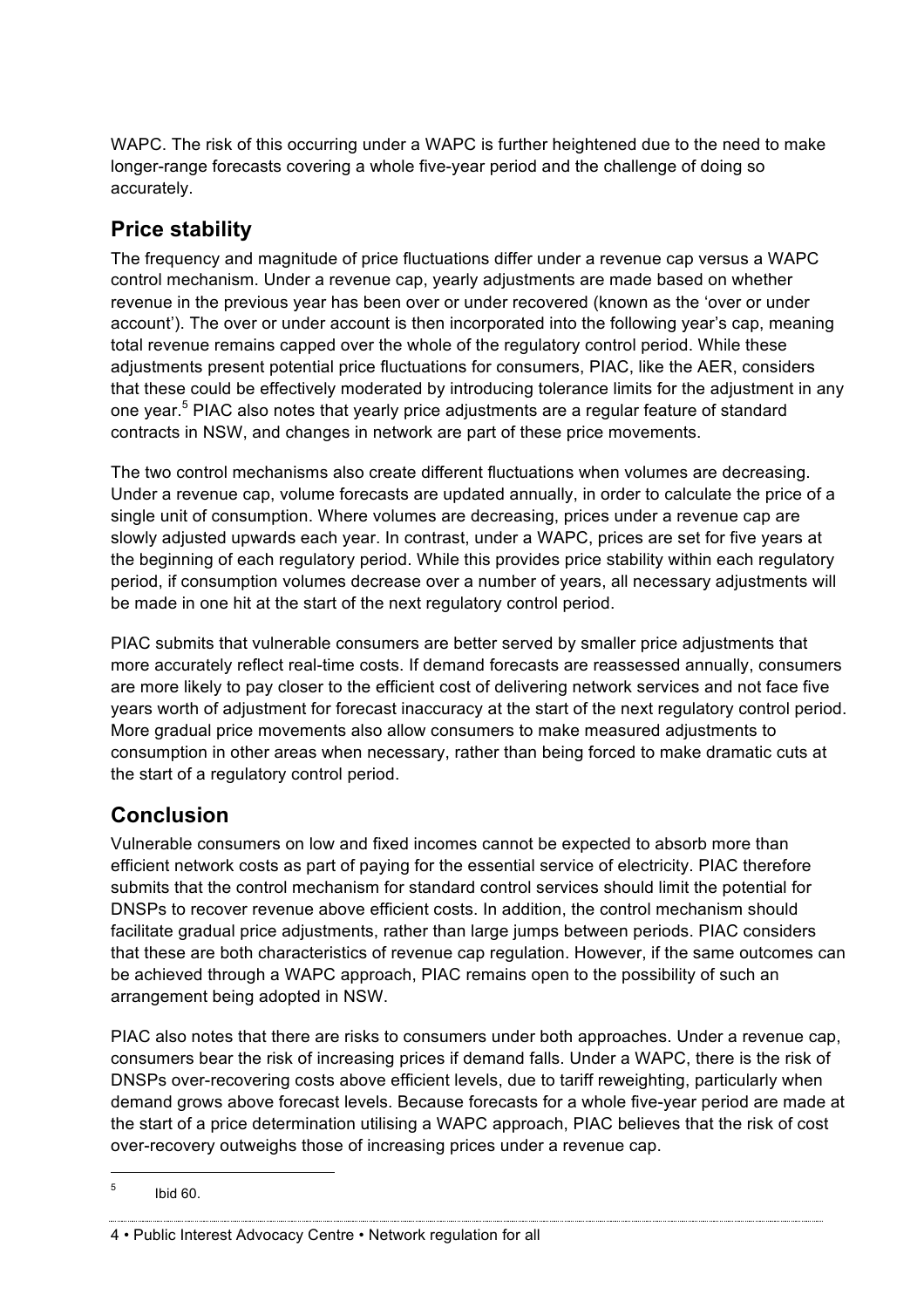WAPC. The risk of this occurring under a WAPC is further heightened due to the need to make longer-range forecasts covering a whole five-year period and the challenge of doing so accurately.

## Price stability

The frequency and magnitude of price fluctuations differ under a revenue cap versus a WAPC control mechanism. Under a revenue cap, yearly adjustments are made based on whether revenue in the previous year has been over or under recovered (known as the 'over or under account'). The over or under account is then incorporated into the following year's cap, meaning total revenue remains capped over the whole of the regulatory control period. While these adjustments present potential price fluctuations for consumers, PIAC, like the AER, considers that these could be effectively moderated by introducing tolerance limits for the adjustment in any one year.[5] PIAC also notes that yearly price adjustments are a regular feature of standard contracts in NSW, and changes in network are part of these price movements.

The two control mechanisms also create different fluctuations when volumes are decreasing. Under a revenue cap, volume forecasts are updated annually, in order to calculate the price of a single unit of consumption. Where volumes are decreasing, prices under a revenue cap are slowly adjusted upwards each year. In contrast, under a WAPC, prices are set for five years at the beginning of each regulatory period. While this provides price stability within each regulatory period, if consumption volumes decrease over a number of years, all necessary adjustments will be made in one hit at the start of the next regulatory control period.

PIAC submits that vulnerable consumers are better served by smaller price adjustments that more accurately reflect real-time costs. If demand forecasts are reassessed annually, consumers are more likely to pay closer to the efficient cost of delivering network services and not face five years worth of adjustment for forecast inaccuracy at the start of the next regulatory control period. More gradual price movements also allow consumers to make measured adjustments to consumption in other areas when necessary, rather than being forced to make dramatic cuts at the start of a regulatory control period.

## Conclusion

Vulnerable consumers on low and fixed incomes cannot be expected to absorb more than efficient network costs as part of paying for the essential service of electricity. PIAC therefore submits that the control mechanism for standard control services should limit the potential for DNSPs to recover revenue above efficient costs. In addition, the control mechanism should facilitate gradual price adjustments, rather than large jumps between periods. PIAC considers that these are both characteristics of revenue cap regulation. However, if the same outcomes can be achieved through a WAPC approach, PIAC remains open to the possibility of such an arrangement being adopted in NSW.

PIAC also notes that there are risks to consumers under both approaches. Under a revenue cap, consumers bear the risk of increasing prices if demand falls. Under a WAPC, there is the risk of DNSPs over-recovering costs above efficient levels, due to tariff reweighting, particularly when demand grows above forecast levels. Because forecasts for a whole five-year period are made at the start of a price determination utilising a WAPC approach, PIAC believes that the risk of cost over-recovery outweighs those of increasing prices under a revenue cap.

[5] Ibid 60.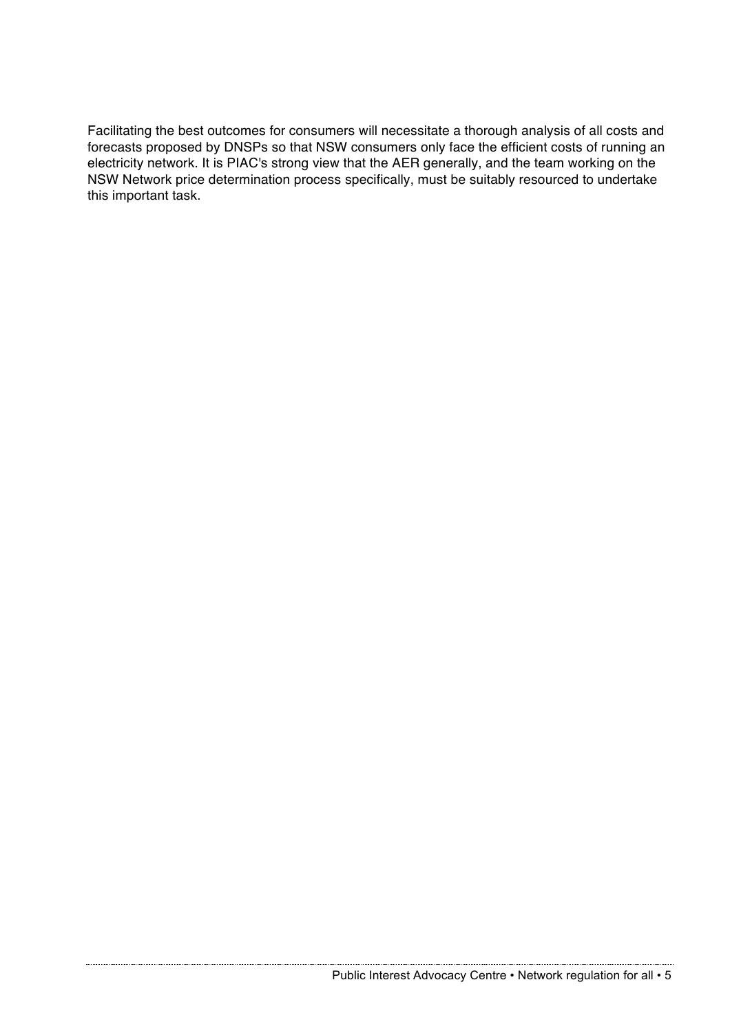Facilitating the best outcomes for consumers will necessitate a thorough analysis of all costs and forecasts proposed by DNSPs so that NSW consumers only face the efficient costs of running an electricity network. It is PIAC's strong view that the AER generally, and the team working on the NSW Network price determination process specifically, must be suitably resourced to undertake this important task.